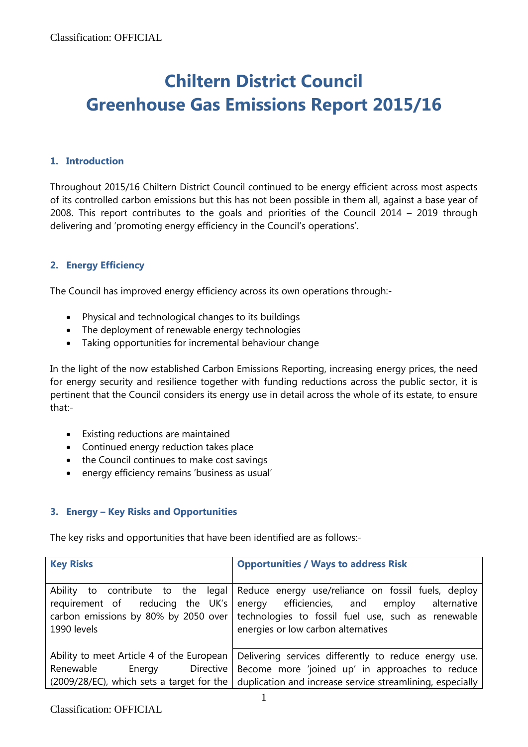Classification: OFFICIAL

# Chiltern District Council
# Greenhouse Gas Emissions Report 2015/16

## 1. Introduction

Throughout 2015/16 Chiltern District Council continued to be energy efficient across most aspects of its controlled carbon emissions but this has not been possible in them all, against a base year of 2008. This report contributes to the goals and priorities of the Council 2014 – 2019 through delivering and 'promoting energy efficiency in the Council's operations'.

## 2. Energy Efficiency

The Council has improved energy efficiency across its own operations through:-

- Physical and technological changes to its buildings
- The deployment of renewable energy technologies
- Taking opportunities for incremental behaviour change

In the light of the now established Carbon Emissions Reporting, increasing energy prices, the need for energy security and resilience together with funding reductions across the public sector, it is pertinent that the Council considers its energy use in detail across the whole of its estate, to ensure that:-

- Existing reductions are maintained
- Continued energy reduction takes place
- the Council continues to make cost savings
- energy efficiency remains 'business as usual'

## 3. Energy – Key Risks and Opportunities

The key risks and opportunities that have been identified are as follows:-

| Key Risks | Opportunities / Ways to address Risk |
|---|---|
| Ability to contribute to the legal requirement of reducing the UK's carbon emissions by 80% by 2050 over 1990 levels | Reduce energy use/reliance on fossil fuels, deploy energy efficiencies, and employ alternative technologies to fossil fuel use, such as renewable energies or low carbon alternatives |
| Ability to meet Article 4 of the European Renewable Energy Directive (2009/28/EC), which sets a target for the | Delivering services differently to reduce energy use. Become more 'joined up' in approaches to reduce duplication and increase service streamlining, especially |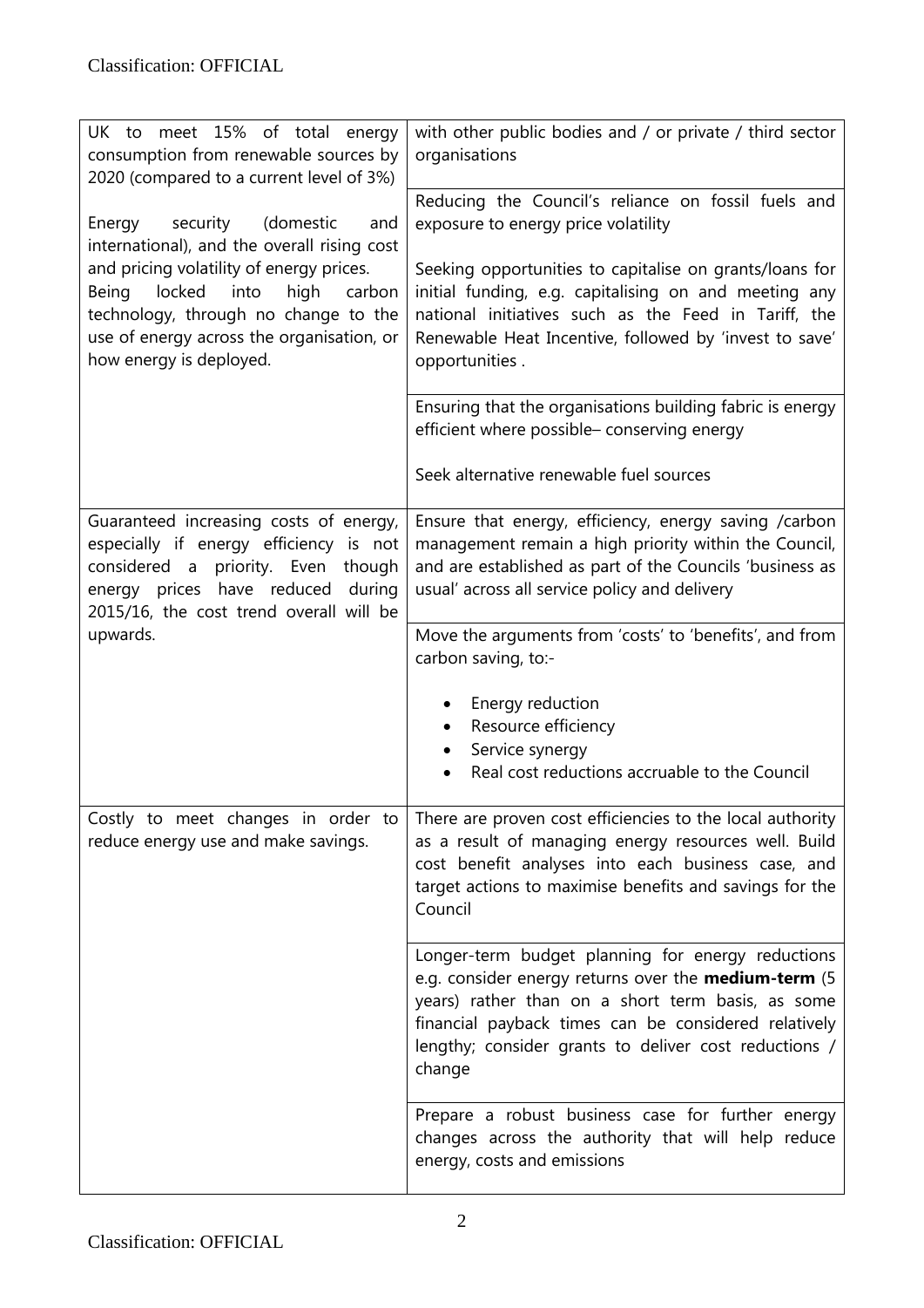| | |
|---|---|
| UK to meet 15% of total energy consumption from renewable sources by 2020 (compared to a current level of 3%)<br><br>Energy security (domestic and international), and the overall rising cost and pricing volatility of energy prices.<br>Being locked into high carbon technology, through no change to the use of energy across the organisation, or how energy is deployed. | with other public bodies and / or private / third sector organisations |
| | Reducing the Council's reliance on fossil fuels and exposure to energy price volatility<br><br>Seeking opportunities to capitalise on grants/loans for initial funding, e.g. capitalising on and meeting any national initiatives such as the Feed in Tariff, the Renewable Heat Incentive, followed by 'invest to save' opportunities . |
| | Ensuring that the organisations building fabric is energy efficient where possible– conserving energy<br><br>Seek alternative renewable fuel sources |
| Guaranteed increasing costs of energy, especially if energy efficiency is not considered a priority. Even though energy prices have reduced during 2015/16, the cost trend overall will be upwards. | Ensure that energy, efficiency, energy saving /carbon management remain a high priority within the Council, and are established as part of the Councils 'business as usual' across all service policy and delivery |
| | Move the arguments from 'costs' to 'benefits', and from carbon saving, to:-<br><br>• Energy reduction<br>• Resource efficiency<br>• Service synergy<br>• Real cost reductions accruable to the Council |
| Costly to meet changes in order to reduce energy use and make savings. | There are proven cost efficiencies to the local authority as a result of managing energy resources well. Build cost benefit analyses into each business case, and target actions to maximise benefits and savings for the Council |
| | Longer-term budget planning for energy reductions e.g. consider energy returns over the **medium-term** (5 years) rather than on a short term basis, as some financial payback times can be considered relatively lengthy; consider grants to deliver cost reductions / change |
| | Prepare a robust business case for further energy changes across the authority that will help reduce energy, costs and emissions |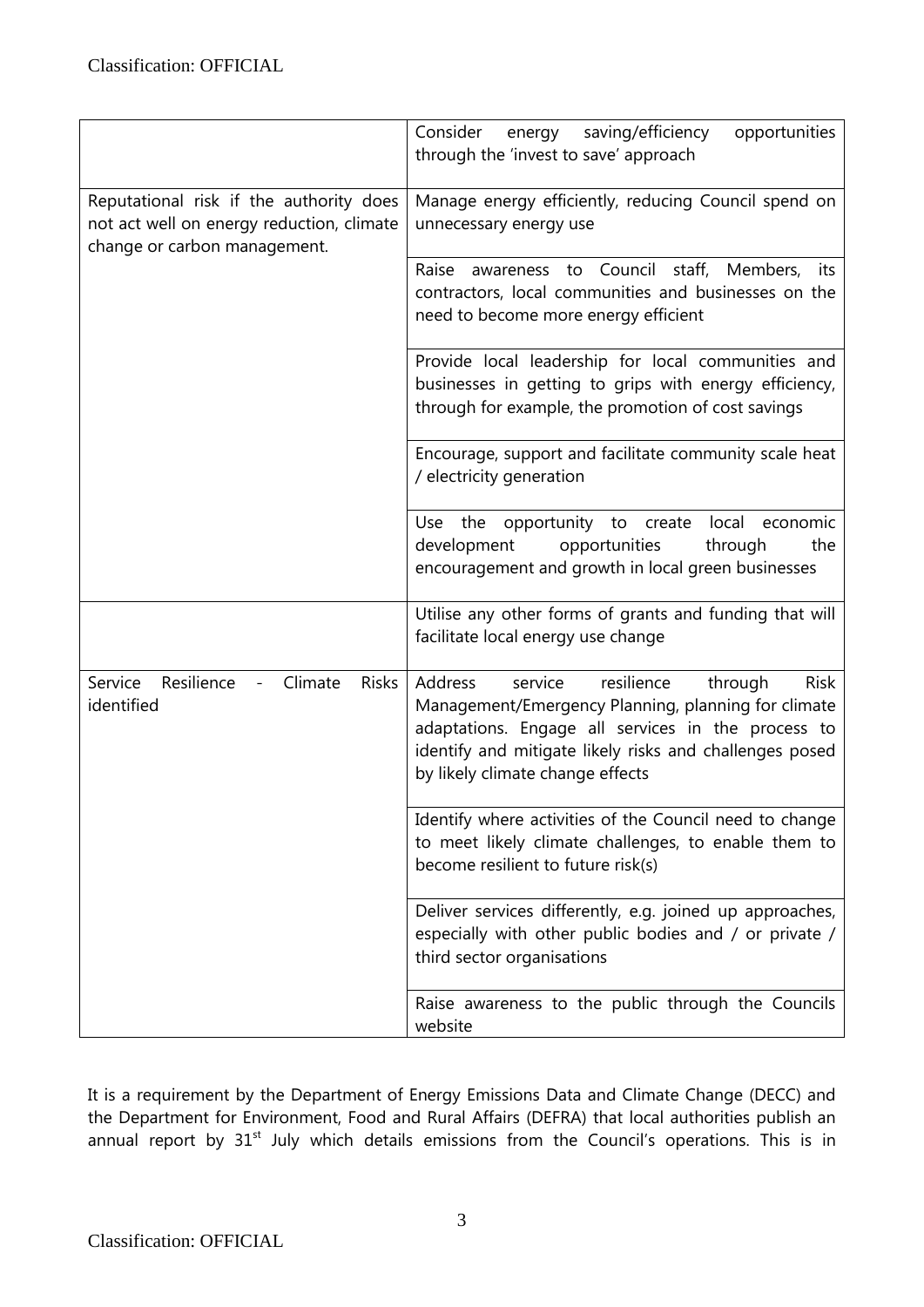| | |
|---|---|
| | Consider energy saving/efficiency opportunities through the 'invest to save' approach |
| Reputational risk if the authority does not act well on energy reduction, climate change or carbon management. | Manage energy efficiently, reducing Council spend on unnecessary energy use |
| | Raise awareness to Council staff, Members, its contractors, local communities and businesses on the need to become more energy efficient |
| | Provide local leadership for local communities and businesses in getting to grips with energy efficiency, through for example, the promotion of cost savings |
| | Encourage, support and facilitate community scale heat / electricity generation |
| | Use the opportunity to create local economic development opportunities through the encouragement and growth in local green businesses |
| | Utilise any other forms of grants and funding that will facilitate local energy use change |
| Service Resilience - Climate Risks identified | Address service resilience through Risk Management/Emergency Planning, planning for climate adaptations. Engage all services in the process to identify and mitigate likely risks and challenges posed by likely climate change effects |
| | Identify where activities of the Council need to change to meet likely climate challenges, to enable them to become resilient to future risk(s) |
| | Deliver services differently, e.g. joined up approaches, especially with other public bodies and / or private / third sector organisations |
| | Raise awareness to the public through the Councils website |

It is a requirement by the Department of Energy Emissions Data and Climate Change (DECC) and the Department for Environment, Food and Rural Affairs (DEFRA) that local authorities publish an annual report by 31st July which details emissions from the Council's operations. This is in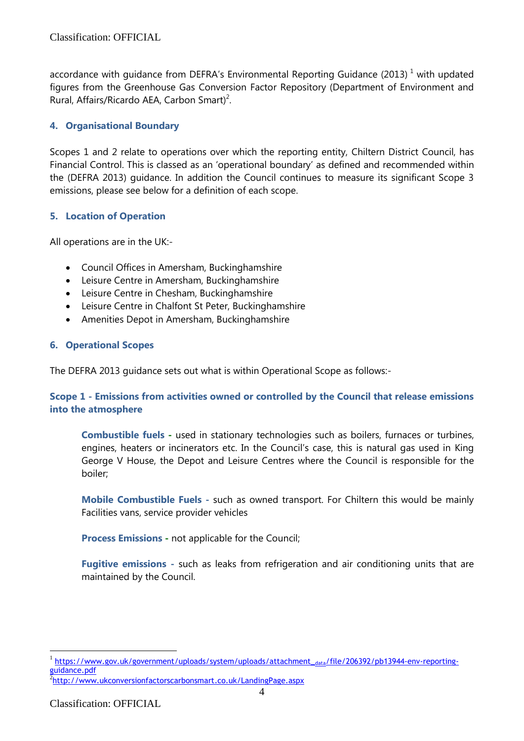accordance with guidance from DEFRA's Environmental Reporting Guidance (2013) [1] with updated figures from the Greenhouse Gas Conversion Factor Repository (Department of Environment and Rural, Affairs/Ricardo AEA, Carbon Smart)[2].

## 4. Organisational Boundary

Scopes 1 and 2 relate to operations over which the reporting entity, Chiltern District Council, has Financial Control. This is classed as an 'operational boundary' as defined and recommended within the (DEFRA 2013) guidance. In addition the Council continues to measure its significant Scope 3 emissions, please see below for a definition of each scope.

## 5. Location of Operation

All operations are in the UK:-

- Council Offices in Amersham, Buckinghamshire
- Leisure Centre in Amersham, Buckinghamshire
- Leisure Centre in Chesham, Buckinghamshire
- Leisure Centre in Chalfont St Peter, Buckinghamshire
- Amenities Depot in Amersham, Buckinghamshire

## 6. Operational Scopes

The DEFRA 2013 guidance sets out what is within Operational Scope as follows:-

### Scope 1 - Emissions from activities owned or controlled by the Council that release emissions into the atmosphere

**Combustible fuels -** used in stationary technologies such as boilers, furnaces or turbines, engines, heaters or incinerators etc. In the Council's case, this is natural gas used in King George V House, the Depot and Leisure Centres where the Council is responsible for the boiler;

**Mobile Combustible Fuels -** such as owned transport. For Chiltern this would be mainly Facilities vans, service provider vehicles

**Process Emissions -** not applicable for the Council;

**Fugitive emissions -** such as leaks from refrigeration and air conditioning units that are maintained by the Council.

---

[1] https://www.gov.uk/government/uploads/system/uploads/attachment_data/file/206392/pb13944-env-reporting-guidance.pdf

[2] http://www.ukconversionfactorscarbonsmart.co.uk/LandingPage.aspx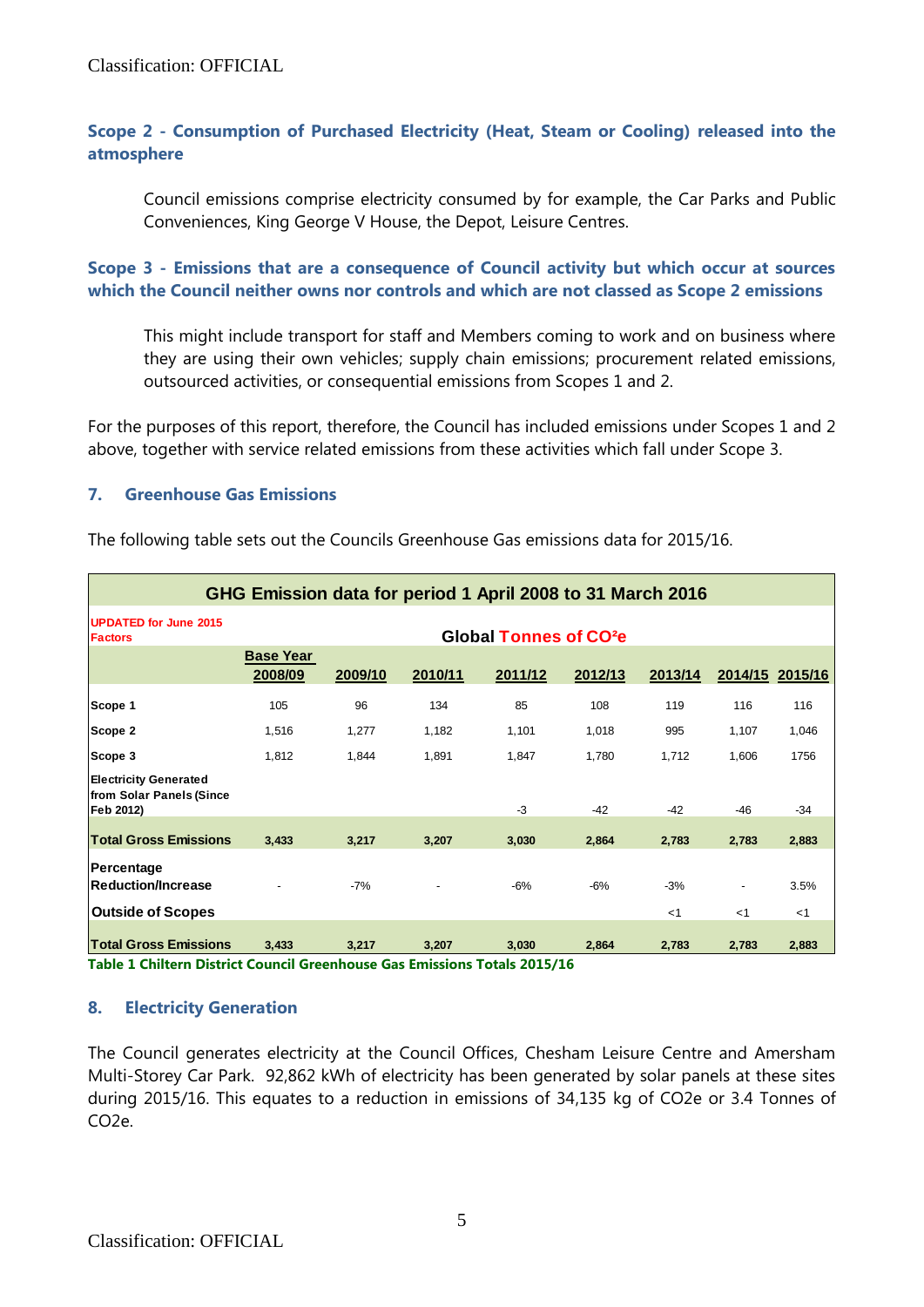### Scope 2 - Consumption of Purchased Electricity (Heat, Steam or Cooling) released into the atmosphere

Council emissions comprise electricity consumed by for example, the Car Parks and Public Conveniences, King George V House, the Depot, Leisure Centres.

### Scope 3 - Emissions that are a consequence of Council activity but which occur at sources which the Council neither owns nor controls and which are not classed as Scope 2 emissions

This might include transport for staff and Members coming to work and on business where they are using their own vehicles; supply chain emissions; procurement related emissions, outsourced activities, or consequential emissions from Scopes 1 and 2.

For the purposes of this report, therefore, the Council has included emissions under Scopes 1 and 2 above, together with service related emissions from these activities which fall under Scope 3.

## 7. Greenhouse Gas Emissions

The following table sets out the Councils Greenhouse Gas emissions data for 2015/16.

| GHG Emission data for period 1 April 2008 to 31 March 2016 | | | | | | | | |
|---|---|---|---|---|---|---|---|---|
| UPDATED for June 2015 Factors | Global Tonnes of $CO^2e$ | | | | | | | |
| | Base Year 2008/09 | 2009/10 | 2010/11 | 2011/12 | 2012/13 | 2013/14 | 2014/15 | 2015/16 |
| **Scope 1** | 105 | 96 | 134 | 85 | 108 | 119 | 116 | 116 |
| **Scope 2** | 1,516 | 1,277 | 1,182 | 1,101 | 1,018 | 995 | 1,107 | 1,046 |
| **Scope 3** | 1,812 | 1,844 | 1,891 | 1,847 | 1,780 | 1,712 | 1,606 | 1756 |
| **Electricity Generated from Solar Panels (Since Feb 2012)** | | | | -3 | -42 | -42 | -46 | -34 |
| **Total Gross Emissions** | **3,433** | **3,217** | **3,207** | **3,030** | **2,864** | **2,783** | **2,783** | **2,883** |
| **Percentage Reduction/Increase** | - | -7% | - | -6% | -6% | -3% | - | 3.5% |
| **Outside of Scopes** | | | | | | <1 | <1 | <1 |
| **Total Gross Emissions** | **3,433** | **3,217** | **3,207** | **3,030** | **2,864** | **2,783** | **2,783** | **2,883** |

**Table 1 Chiltern District Council Greenhouse Gas Emissions Totals 2015/16**

## 8. Electricity Generation

The Council generates electricity at the Council Offices, Chesham Leisure Centre and Amersham Multi-Storey Car Park. 92,862 kWh of electricity has been generated by solar panels at these sites during 2015/16. This equates to a reduction in emissions of 34,135 kg of CO2e or 3.4 Tonnes of CO2e.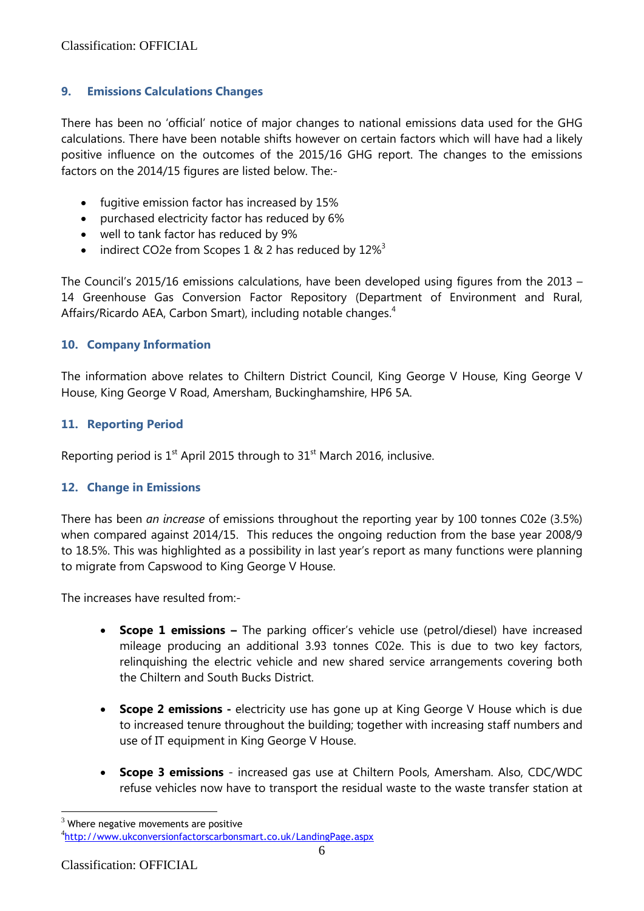## 9. Emissions Calculations Changes

There has been no 'official' notice of major changes to national emissions data used for the GHG calculations. There have been notable shifts however on certain factors which will have had a likely positive influence on the outcomes of the 2015/16 GHG report. The changes to the emissions factors on the 2014/15 figures are listed below. The:-

- fugitive emission factor has increased by 15%
- purchased electricity factor has reduced by 6%
- well to tank factor has reduced by 9%
- indirect CO2e from Scopes 1 & 2 has reduced by 12%[3]

The Council's 2015/16 emissions calculations, have been developed using figures from the 2013 – 14 Greenhouse Gas Conversion Factor Repository (Department of Environment and Rural, Affairs/Ricardo AEA, Carbon Smart), including notable changes.[4]

## 10. Company Information

The information above relates to Chiltern District Council, King George V House, King George V House, King George V Road, Amersham, Buckinghamshire, HP6 5A.

## 11. Reporting Period

Reporting period is 1st April 2015 through to 31st March 2016, inclusive.

## 12. Change in Emissions

There has been *an increase* of emissions throughout the reporting year by 100 tonnes C02e (3.5%) when compared against 2014/15. This reduces the ongoing reduction from the base year 2008/9 to 18.5%. This was highlighted as a possibility in last year's report as many functions were planning to migrate from Capswood to King George V House.

The increases have resulted from:-

- **Scope 1 emissions –** The parking officer's vehicle use (petrol/diesel) have increased mileage producing an additional 3.93 tonnes C02e. This is due to two key factors, relinquishing the electric vehicle and new shared service arrangements covering both the Chiltern and South Bucks District.

- **Scope 2 emissions -** electricity use has gone up at King George V House which is due to increased tenure throughout the building; together with increasing staff numbers and use of IT equipment in King George V House.

- **Scope 3 emissions** - increased gas use at Chiltern Pools, Amersham. Also, CDC/WDC refuse vehicles now have to transport the residual waste to the waste transfer station at

[3] Where negative movements are positive

[4] http://www.ukconversionfactorscarbonsmart.co.uk/LandingPage.aspx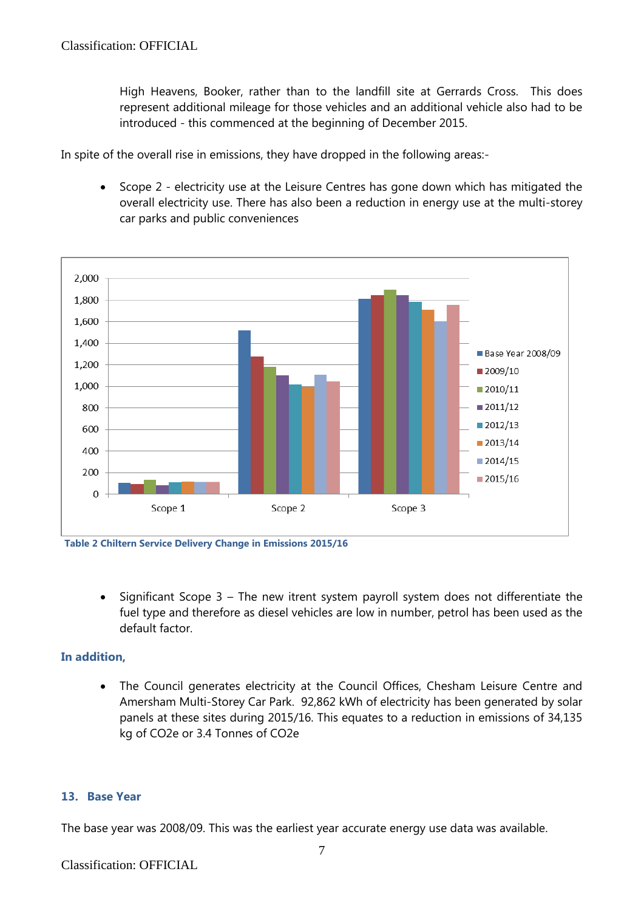High Heavens, Booker, rather than to the landfill site at Gerrards Cross. This does represent additional mileage for those vehicles and an additional vehicle also had to be introduced - this commenced at the beginning of December 2015.

In spite of the overall rise in emissions, they have dropped in the following areas:-

- Scope 2 - electricity use at the Leisure Centres has gone down which has mitigated the overall electricity use. There has also been a reduction in energy use at the multi-storey car parks and public conveniences

**Table 2 Chiltern Service Delivery Change in Emissions 2015/16**

- Significant Scope 3 – The new itrent system payroll system does not differentiate the fuel type and therefore as diesel vehicles are low in number, petrol has been used as the default factor.

### In addition,

- The Council generates electricity at the Council Offices, Chesham Leisure Centre and Amersham Multi-Storey Car Park. 92,862 kWh of electricity has been generated by solar panels at these sites during 2015/16. This equates to a reduction in emissions of 34,135 kg of $CO_2e$ or 3.4 Tonnes of $CO_2e$

## 13. Base Year

The base year was 2008/09. This was the earliest year accurate energy use data was available.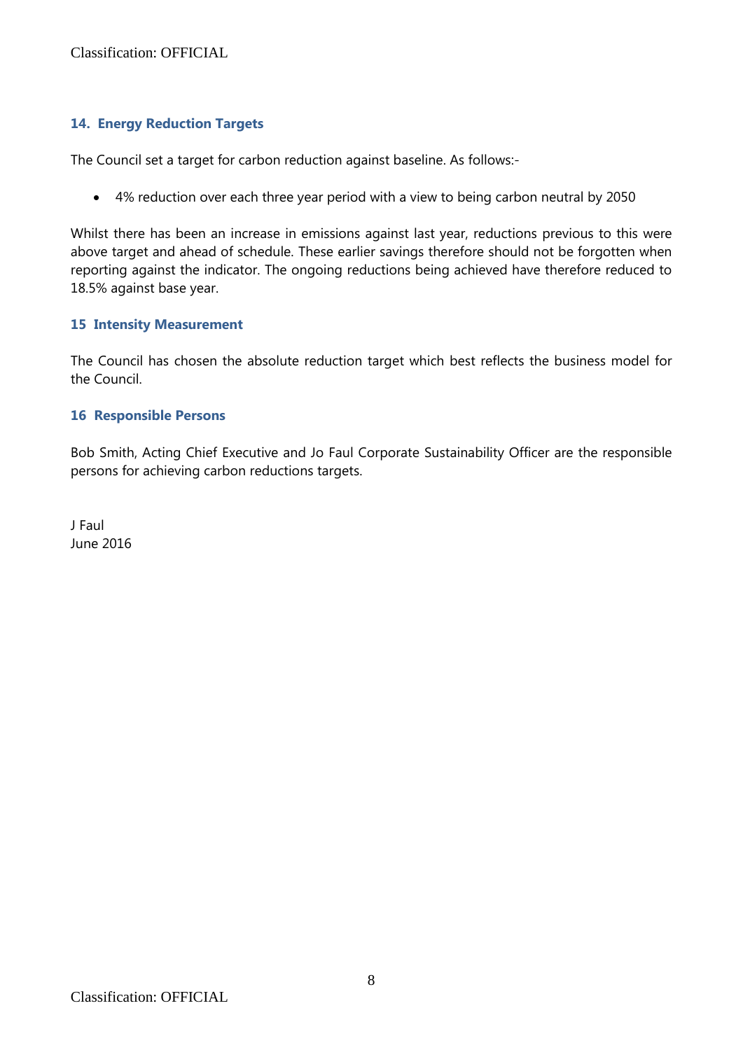## 14. Energy Reduction Targets

The Council set a target for carbon reduction against baseline. As follows:-

- 4% reduction over each three year period with a view to being carbon neutral by 2050

Whilst there has been an increase in emissions against last year, reductions previous to this were above target and ahead of schedule. These earlier savings therefore should not be forgotten when reporting against the indicator. The ongoing reductions being achieved have therefore reduced to 18.5% against base year.

## 15 Intensity Measurement

The Council has chosen the absolute reduction target which best reflects the business model for the Council.

## 16 Responsible Persons

Bob Smith, Acting Chief Executive and Jo Faul Corporate Sustainability Officer are the responsible persons for achieving carbon reductions targets.

J Faul  
June 2016